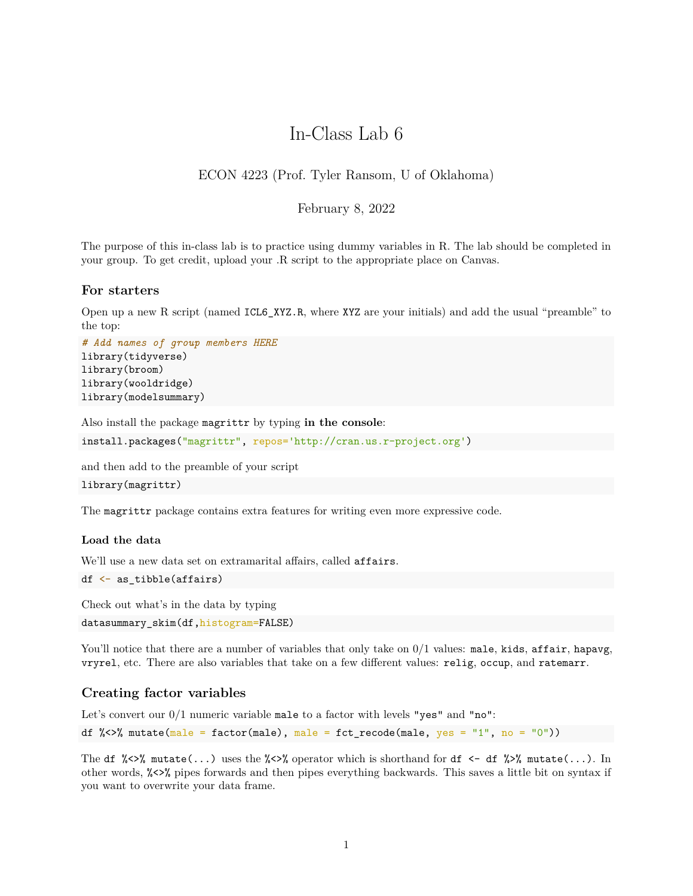# In-Class Lab 6

ECON 4223 (Prof. Tyler Ransom, U of Oklahoma)

February 8, 2022

The purpose of this in-class lab is to practice using dummy variables in R. The lab should be completed in your group. To get credit, upload your .R script to the appropriate place on Canvas.

## For starters

Open up a new R script (named `ICL6_XYZ.R`, where `XYZ` are your initials) and add the usual "preamble" to the top:

```
# Add names of group members HERE
library(tidyverse)
library(broom)
library(wooldridge)
library(modelsummary)
```

Also install the package `magrittr` by typing **in the console**:

```
install.packages("magrittr", repos='http://cran.us.r-project.org')
```

and then add to the preamble of your script

```
library(magrittr)
```

The `magrittr` package contains extra features for writing even more expressive code.

### Load the data

We'll use a new data set on extramarital affairs, called `affairs`.

```
df <- as_tibble(affairs)
```

Check out what's in the data by typing

```
datasummary_skim(df,histogram=FALSE)
```

You'll notice that there are a number of variables that only take on 0/1 values: `male`, `kids`, `affair`, `hapavg`, `vryrel`, etc. There are also variables that take on a few different values: `relig`, `occup`, and `ratemarr`.

## Creating factor variables

Let's convert our 0/1 numeric variable `male` to a factor with levels `"yes"` and `"no"`:

```
df %<>% mutate(male = factor(male), male = fct_recode(male, yes = "1", no = "0"))
```

The `df %<>% mutate(...)` uses the `%<>%` operator which is shorthand for `df <- df %>% mutate(...)`. In other words, `%<>%` pipes forwards and then pipes everything backwards. This saves a little bit on syntax if you want to overwrite your data frame.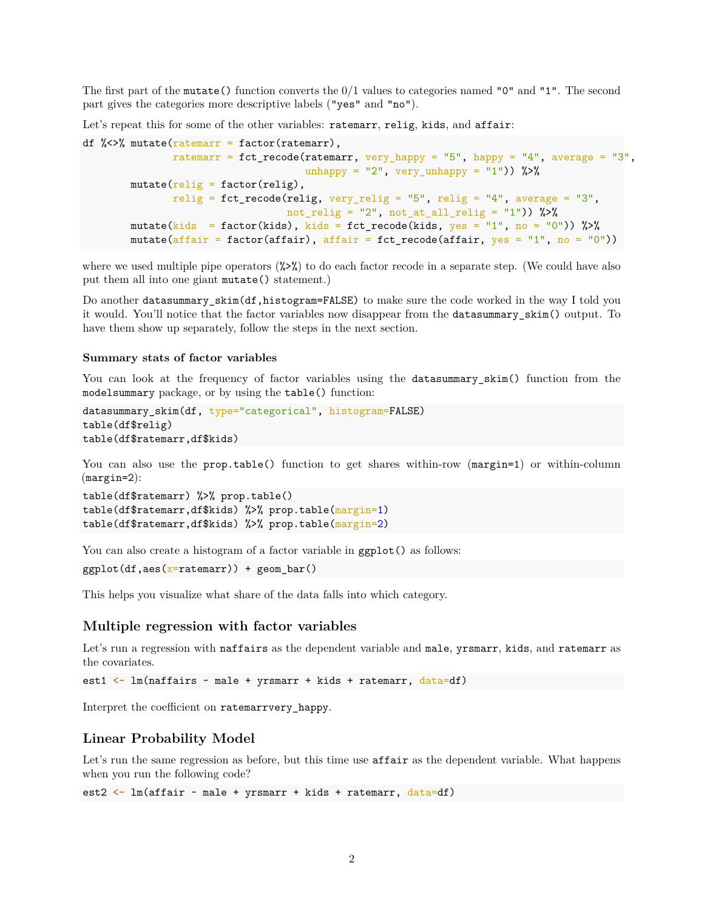The first part of the `mutate()` function converts the 0/1 values to categories named `"0"` and `"1"`. The second part gives the categories more descriptive labels (`"yes"` and `"no"`).

Let's repeat this for some of the other variables: `ratemarr`, `relig`, `kids`, and `affair`:

```
df %<>% mutate(ratemarr = factor(ratemarr),
               ratemarr = fct_recode(ratemarr, very_happy = "5", happy = "4", average = "3",
                                     unhappy = "2", very_unhappy = "1")) %>%
        mutate(relig = factor(relig),
               relig = fct_recode(relig, very_relig = "5", relig = "4", average = "3",
                                  not_relig = "2", not_at_all_relig = "1")) %>%
        mutate(kids  = factor(kids), kids = fct_recode(kids, yes = "1", no = "0")) %>%
        mutate(affair = factor(affair), affair = fct_recode(affair, yes = "1", no = "0"))
```

where we used multiple pipe operators (`%>%`) to do each factor recode in a separate step. (We could have also put them all into one giant `mutate()` statement.)

Do another `datasummary_skim(df,histogram=FALSE)` to make sure the code worked in the way I told you it would. You'll notice that the factor variables now disappear from the `datasummary_skim()` output. To have them show up separately, follow the steps in the next section.

#### Summary stats of factor variables

You can look at the frequency of factor variables using the `datasummary_skim()` function from the `modelsummary` package, or by using the `table()` function:

```
datasummary_skim(df, type="categorical", histogram=FALSE)
table(df$relig)
table(df$ratemarr,df$kids)
```

You can also use the `prop.table()` function to get shares within-row (`margin=1`) or within-column (`margin=2`):

```
table(df$ratemarr) %>% prop.table()
table(df$ratemarr,df$kids) %>% prop.table(margin=1)
table(df$ratemarr,df$kids) %>% prop.table(margin=2)
```

You can also create a histogram of a factor variable in `ggplot()` as follows:

```
ggplot(df,aes(x=ratemarr)) + geom_bar()
```

This helps you visualize what share of the data falls into which category.

### Multiple regression with factor variables

Let's run a regression with `naffairs` as the dependent variable and `male`, `yrsmarr`, `kids`, and `ratemarr` as the covariates.

```
est1 <- lm(naffairs ~ male + yrsmarr + kids + ratemarr, data=df)
```

Interpret the coefficient on `ratemarrvery_happy`.

### Linear Probability Model

Let's run the same regression as before, but this time use `affair` as the dependent variable. What happens when you run the following code?

```
est2 <- lm(affair ~ male + yrsmarr + kids + ratemarr, data=df)
```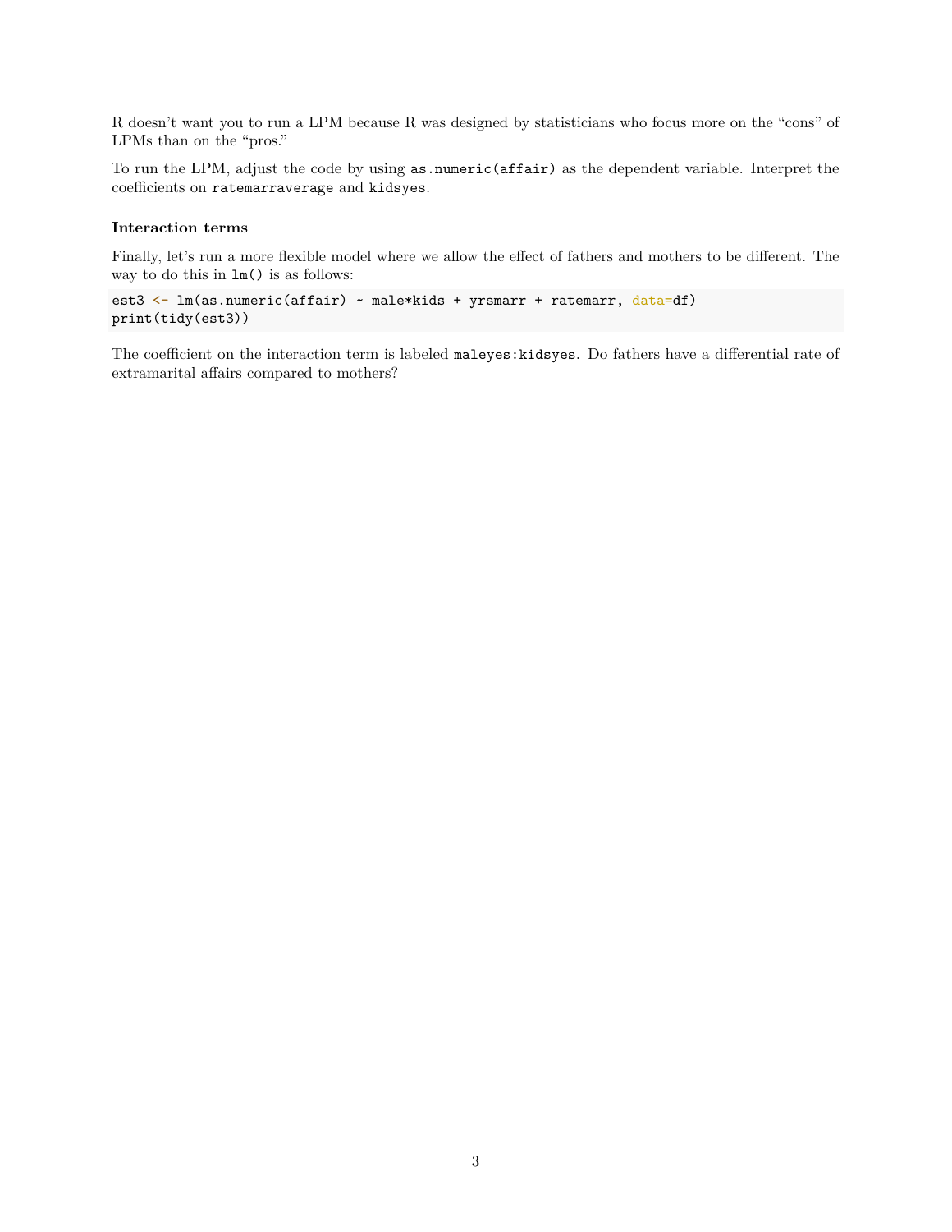R doesn't want you to run a LPM because R was designed by statisticians who focus more on the "cons" of LPMs than on the "pros."

To run the LPM, adjust the code by using `as.numeric(affair)` as the dependent variable. Interpret the coefficients on `ratemarraverage` and `kidsyes`.

### Interaction terms

Finally, let's run a more flexible model where we allow the effect of fathers and mothers to be different. The way to do this in `lm()` is as follows:

```
est3 <- lm(as.numeric(affair) ~ male*kids + yrsmarr + ratemarr, data=df)
print(tidy(est3))
```

The coefficient on the interaction term is labeled `maleyes:kidsyes`. Do fathers have a differential rate of extramarital affairs compared to mothers?